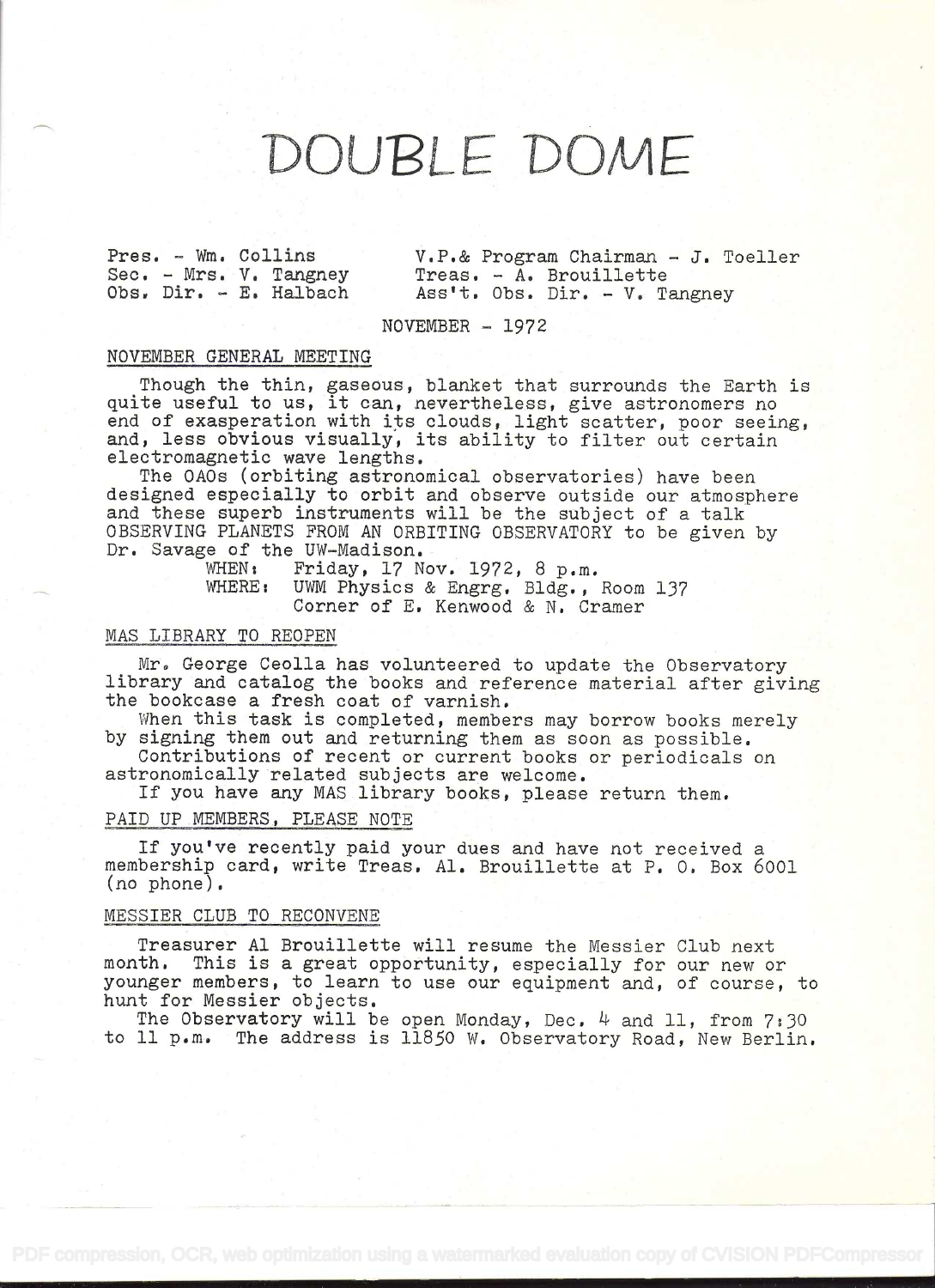# DOUBLE DOME

Pres. - Wm. Collins
Sec. - Mrs. V. Tangney
Obs. Dir. - E. Halbach

V.P.& Program Chairman - J. Toeller
Treas. - A. Brouillette
Ass't. Obs. Dir. - V. Tangney

NOVEMBER - 1972

## NOVEMBER GENERAL MEETING

Though the thin, gaseous, blanket that surrounds the Earth is quite useful to us, it can, nevertheless, give astronomers no end of exasperation with its clouds, light scatter, poor seeing, and, less obvious visually, its ability to filter out certain electromagnetic wave lengths.

The OAOs (orbiting astronomical observatories) have been designed especially to orbit and observe outside our atmosphere and these superb instruments will be the subject of a talk OBSERVING PLANETS FROM AN ORBITING OBSERVATORY to be given by Dr. Savage of the UW-Madison.

WHEN: Friday, 17 Nov. 1972, 8 p.m.
WHERE: UWM Physics & Engrg. Bldg., Room 137
Corner of E. Kenwood & N. Cramer

## MAS LIBRARY TO REOPEN

Mr. George Ceolla has volunteered to update the Observatory library and catalog the books and reference material after giving the bookcase a fresh coat of varnish.

When this task is completed, members may borrow books merely by signing them out and returning them as soon as possible.

Contributions of recent or current books or periodicals on astronomically related subjects are welcome.

If you have any MAS library books, please return them.

## PAID UP MEMBERS, PLEASE NOTE

If you've recently paid your dues and have not received a membership card, write Treas. Al. Brouillette at P. O. Box 6001 (no phone).

## MESSIER CLUB TO RECONVENE

Treasurer Al Brouillette will resume the Messier Club next month. This is a great opportunity, especially for our new or younger members, to learn to use our equipment and, of course, to hunt for Messier objects.

The Observatory will be open Monday, Dec. 4 and 11, from 7:30 to 11 p.m. The address is 11850 W. Observatory Road, New Berlin.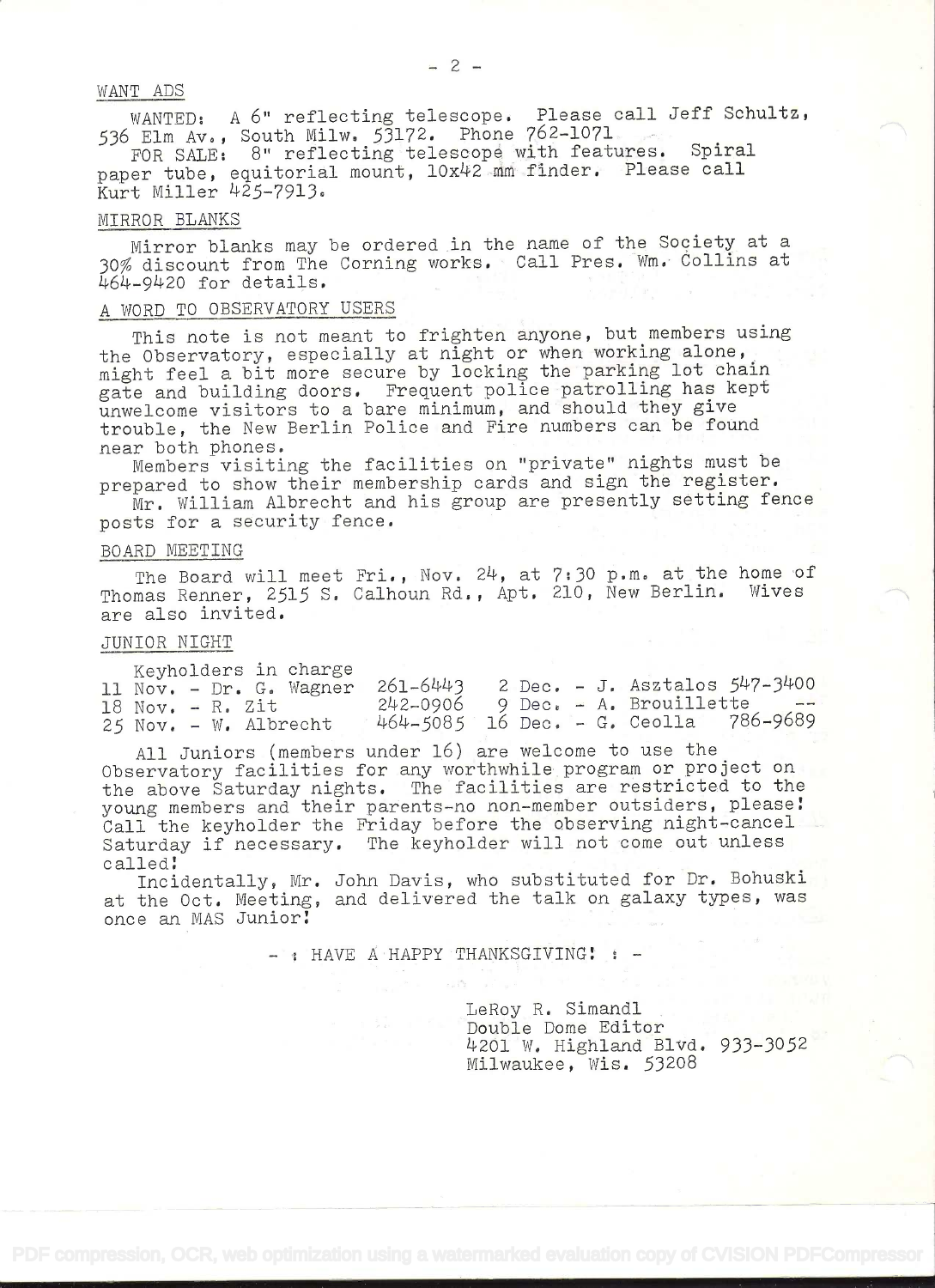## WANT ADS

WANTED: A 6" reflecting telescope. Please call Jeff Schultz, 536 Elm Av., South Milw. 53172. Phone 762-1071

FOR SALE: 8" reflecting telescope with features. Spiral paper tube, equitorial mount, 10x42 mm finder. Please call Kurt Miller 425-7913.

## MIRROR BLANKS

Mirror blanks may be ordered in the name of the Society at a 30% discount from The Corning works. Call Pres. Wm. Collins at 464-9420 for details.

## A WORD TO OBSERVATORY USERS

This note is not meant to frighten anyone, but members using the Observatory, especially at night or when working alone, might feel a bit more secure by locking the parking lot chain gate and building doors. Frequent police patrolling has kept unwelcome visitors to a bare minimum, and should they give trouble, the New Berlin Police and Fire numbers can be found near both phones.

Members visiting the facilities on "private" nights must be prepared to show their membership cards and sign the register.

Mr. William Albrecht and his group are presently setting fence posts for a security fence.

## BOARD MEETING

The Board will meet Fri., Nov. 24, at 7:30 p.m. at the home of Thomas Renner, 2515 S. Calhoun Rd., Apt. 210, New Berlin. Wives are also invited.

## JUNIOR NIGHT

Keyholders in charge

| | | | |
|---|---|---|---|
| 11 Nov. - Dr. G. Wagner | 261-6443 | 2 Dec. - J. Asztalos | 547-3400 |
| 18 Nov. - R. Zit | 242-0906 | 9 Dec. - A. Brouillette | -- |
| 25 Nov. - W. Albrecht | 464-5085 | 16 Dec. - G. Ceolla | 786-9689 |

All Juniors (members under 16) are welcome to use the Observatory facilities for any worthwhile program or project on the above Saturday nights. The facilities are restricted to the young members and their parents-no non-member outsiders, please! Call the keyholder the Friday before the observing night-cancel Saturday if necessary. The keyholder will not come out unless called!

Incidentally, Mr. John Davis, who substituted for Dr. Bohuski at the Oct. Meeting, and delivered the talk on galaxy types, was once an MAS Junior!

- : HAVE A HAPPY THANKSGIVING! : -

LeRoy R. Simandl
Double Dome Editor
4201 W. Highland Blvd. 933-3052
Milwaukee, Wis. 53208